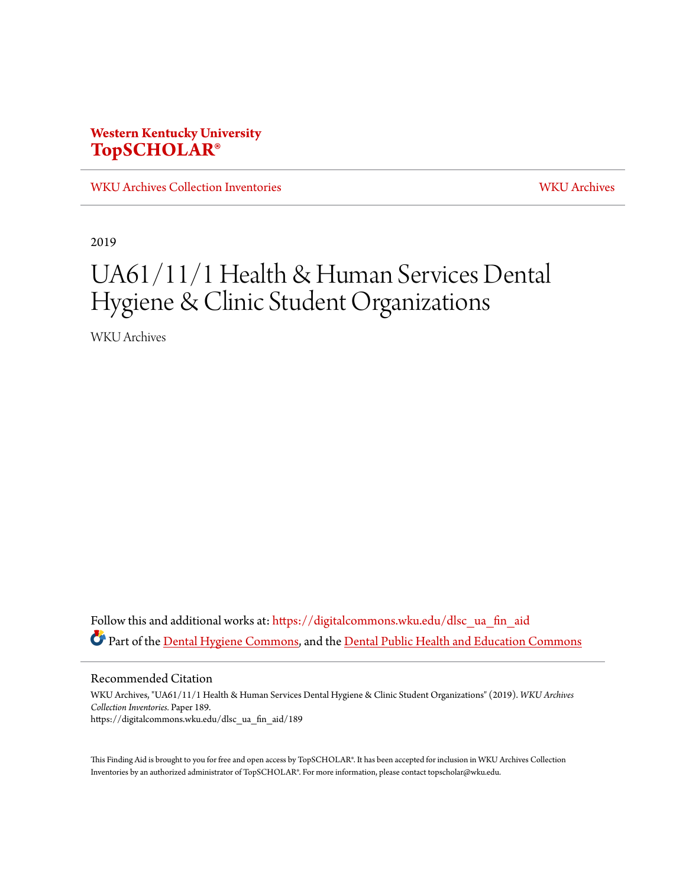Western Kentucky University
**TopSCHOLAR®**

WKU Archives Collection Inventories | WKU Archives

2019

# UA61/11/1 Health & Human Services Dental Hygiene & Clinic Student Organizations

WKU Archives

Follow this and additional works at: https://digitalcommons.wku.edu/dlsc_ua_fin_aid

Part of the Dental Hygiene Commons, and the Dental Public Health and Education Commons

## Recommended Citation

WKU Archives, "UA61/11/1 Health & Human Services Dental Hygiene & Clinic Student Organizations" (2019). *WKU Archives Collection Inventories.* Paper 189.
https://digitalcommons.wku.edu/dlsc_ua_fin_aid/189

This Finding Aid is brought to you for free and open access by TopSCHOLAR®. It has been accepted for inclusion in WKU Archives Collection Inventories by an authorized administrator of TopSCHOLAR®. For more information, please contact topscholar@wku.edu.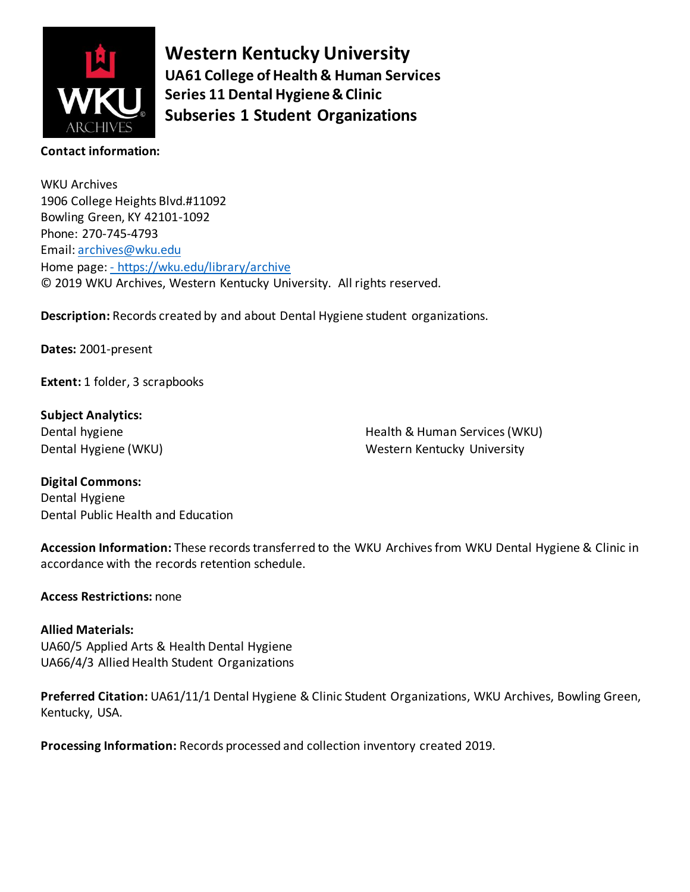# Western Kentucky University

## UA61 College of Health & Human Services

## Series 11 Dental Hygiene & Clinic

## Subseries 1 Student Organizations

**Contact information:**

WKU Archives
1906 College Heights Blvd.#11092
Bowling Green, KY 42101-1092
Phone: 270-745-4793
Email: archives@wku.edu
Home page: - https://wku.edu/library/archive
© 2019 WKU Archives, Western Kentucky University. All rights reserved.

**Description:** Records created by and about Dental Hygiene student organizations.

**Dates:** 2001-present

**Extent:** 1 folder, 3 scrapbooks

**Subject Analytics:**
Dental hygiene
Dental Hygiene (WKU)
Health & Human Services (WKU)
Western Kentucky University

**Digital Commons:**
Dental Hygiene
Dental Public Health and Education

**Accession Information:** These records transferred to the WKU Archives from WKU Dental Hygiene & Clinic in accordance with the records retention schedule.

**Access Restrictions:** none

**Allied Materials:**
UA60/5 Applied Arts & Health Dental Hygiene
UA66/4/3 Allied Health Student Organizations

**Preferred Citation:** UA61/11/1 Dental Hygiene & Clinic Student Organizations, WKU Archives, Bowling Green, Kentucky, USA.

**Processing Information:** Records processed and collection inventory created 2019.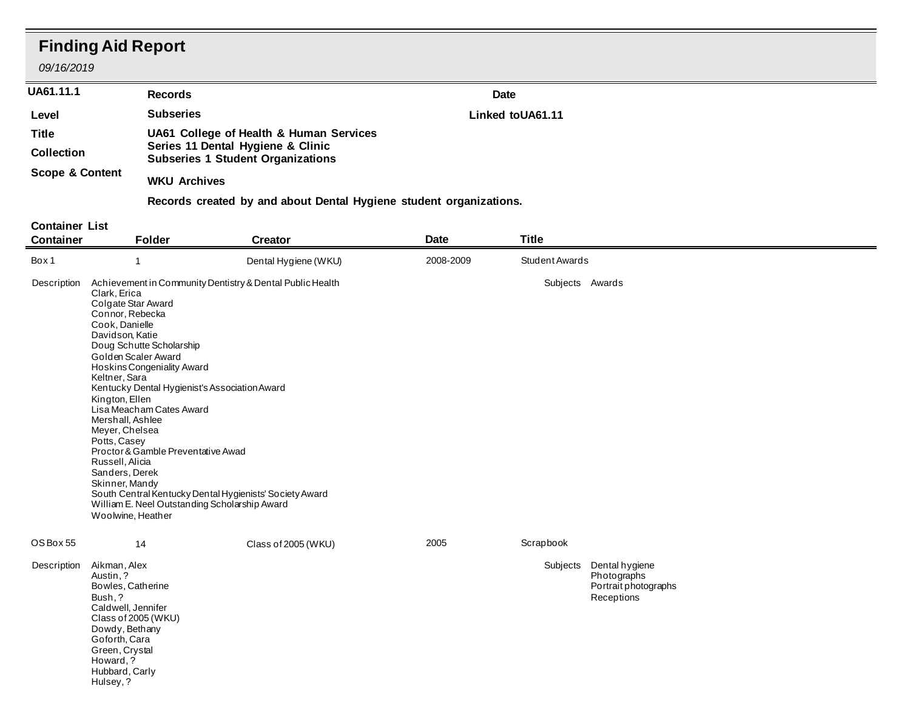# Finding Aid Report

*09/16/2019*

| | | | |
|---|---|---|---|
| **UA61.11.1** | **Records** | **Date** | |
| **Level** | **Subseries** | **Linked to** UA61.11 | |
| **Title** | **UA61 College of Health & Human Services** | | |
| **Collection** | **Series 11 Dental Hygiene & Clinic** | | |
| | **Subseries 1 Student Organizations** | | |
| **Scope & Content** | **WKU Archives** | | |
| | **Records created by and about Dental Hygiene student organizations.** | | |

**Container List**

| Container | Folder | Creator | Date | Title |
|---|---|---|---|---|
| Box 1 | 1 | Dental Hygiene (WKU) | 2008-2009 | Student Awards |

Description

Achievement in Community Dentistry & Dental Public Health
Clark, Erica
Colgate Star Award
Connor, Rebecka
Cook, Danielle
Davidson, Katie
Doug Schutte Scholarship
Golden Scaler Award
Hoskins Congeniality Award
Keltner, Sara
Kentucky Dental Hygienist's Association Award
Kington, Ellen
Lisa Meacham Cates Award
Mershall, Ashlee
Meyer, Chelsea
Potts, Casey
Proctor & Gamble Preventative Awad
Russell, Alicia
Sanders, Derek
Skinner, Mandy
South Central Kentucky Dental Hygienists' Society Award
William E. Neel Outstanding Scholarship Award
Woolwine, Heather

Subjects: Awards

| Container | Folder | Creator | Date | Title |
|---|---|---|---|---|
| OS Box 55 | 14 | Class of 2005 (WKU) | 2005 | Scrapbook |

Description

Aikman, Alex
Austin, ?
Bowles, Catherine
Bush, ?
Caldwell, Jennifer
Class of 2005 (WKU)
Dowdy, Bethany
Goforth, Cara
Green, Crystal
Howard, ?
Hubbard, Carly
Hulsey, ?

Subjects: Dental hygiene
Photographs
Portrait photographs
Receptions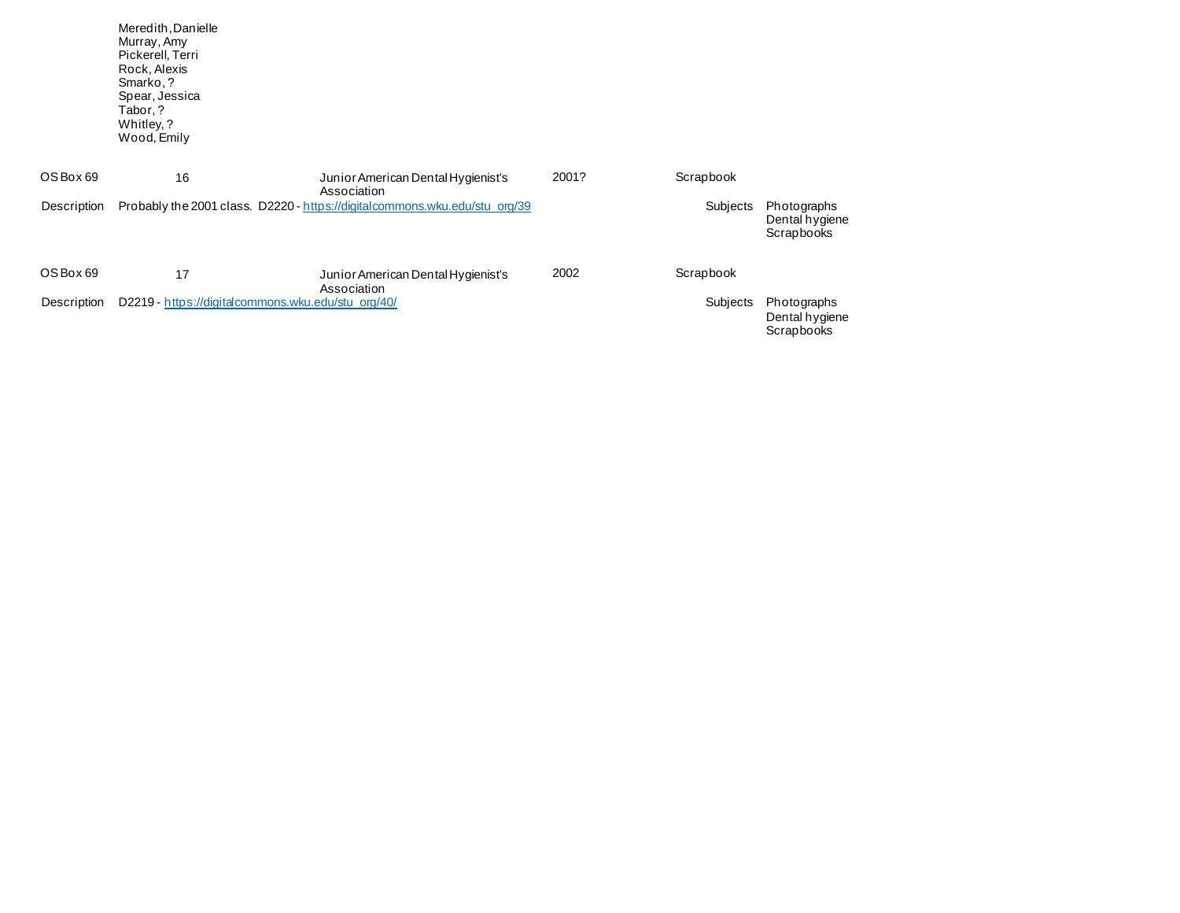Meredith, Danielle
Murray, Amy
Pickerell, Terri
Rock, Alexis
Smarko, ?
Spear, Jessica
Tabor, ?
Whitley, ?
Wood, Emily

| | | | | |
|---|---|---|---|---|
| OS Box 69 | 16 | Junior American Dental Hygienist's Association | 2001? | Scrapbook |

Description: Probably the 2001 class. D2220 - https://digitalcommons.wku.edu/stu_org/39

Subjects: Photographs
Dental hygiene
Scrapbooks

| | | | | |
|---|---|---|---|---|
| OS Box 69 | 17 | Junior American Dental Hygienist's Association | 2002 | Scrapbook |

Description: D2219 - https://digitalcommons.wku.edu/stu_org/40/

Subjects: Photographs
Dental hygiene
Scrapbooks